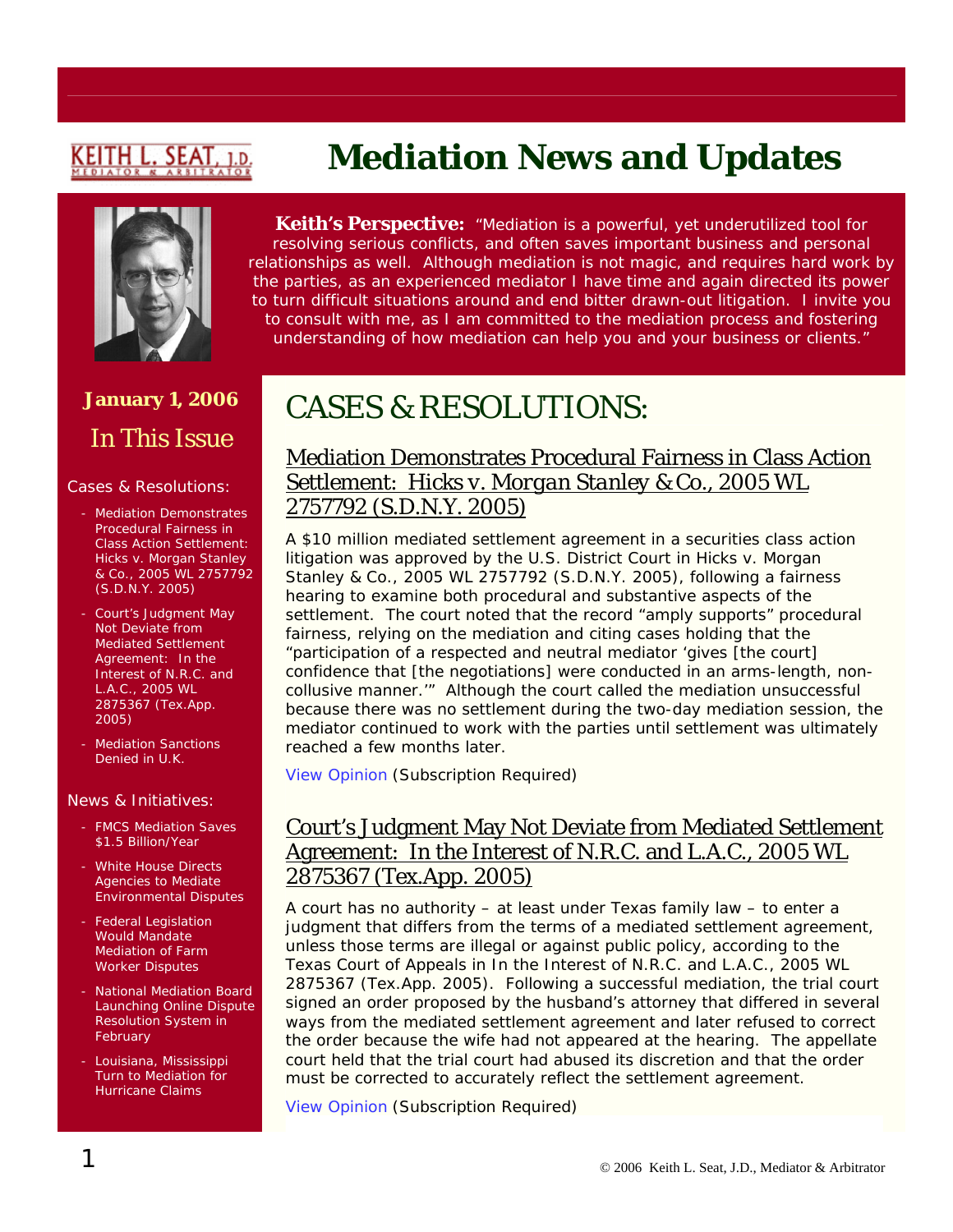KEITH L. SEAT, J.D.
MEDIATOR & ARBITRATOR

# Mediation News and Updates

**Keith's Perspective:** "Mediation is a powerful, yet underutilized tool for resolving serious conflicts, and often saves important business and personal relationships as well. Although mediation is not magic, and requires hard work by the parties, as an experienced mediator I have time and again directed its power to turn difficult situations around and end bitter drawn-out litigation. I invite you to consult with me, as I am committed to the mediation process and fostering understanding of how mediation can help you and your business or clients."

**January 1, 2006**

## In This Issue

Cases & Resolutions:

- Mediation Demonstrates Procedural Fairness in Class Action Settlement: Hicks v. Morgan Stanley & Co., 2005 WL 2757792 (S.D.N.Y. 2005)
- Court's Judgment May Not Deviate from Mediated Settlement Agreement: In the Interest of N.R.C. and L.A.C., 2005 WL 2875367 (Tex.App. 2005)
- Mediation Sanctions Denied in U.K.

News & Initiatives:

- FMCS Mediation Saves $1.5 Billion/Year
- White House Directs Agencies to Mediate Environmental Disputes
- Federal Legislation Would Mandate Mediation of Farm Worker Disputes
- National Mediation Board Launching Online Dispute Resolution System in February
- Louisiana, Mississippi Turn to Mediation for Hurricane Claims

# CASES & RESOLUTIONS:

## Mediation Demonstrates Procedural Fairness in Class Action Settlement: *Hicks v. Morgan Stanley & Co.*, 2005 WL 2757792 (S.D.N.Y. 2005)

A $10 million mediated settlement agreement in a securities class action litigation was approved by the U.S. District Court in Hicks v. Morgan Stanley & Co., 2005 WL 2757792 (S.D.N.Y. 2005), following a fairness hearing to examine both procedural and substantive aspects of the settlement. The court noted that the record "amply supports" procedural fairness, relying on the mediation and citing cases holding that the "participation of a respected and neutral mediator 'gives [the court] confidence that [the negotiations] were conducted in an arms-length, non-collusive manner.'" Although the court called the mediation unsuccessful because there was no settlement during the two-day mediation session, the mediator continued to work with the parties until settlement was ultimately reached a few months later.

View Opinion (Subscription Required)

## Court's Judgment May Not Deviate from Mediated Settlement Agreement: In the Interest of N.R.C. and L.A.C., 2005 WL 2875367 (Tex.App. 2005)

A court has no authority – at least under Texas family law – to enter a judgment that differs from the terms of a mediated settlement agreement, unless those terms are illegal or against public policy, according to the Texas Court of Appeals in In the Interest of N.R.C. and L.A.C., 2005 WL 2875367 (Tex.App. 2005). Following a successful mediation, the trial court signed an order proposed by the husband's attorney that differed in several ways from the mediated settlement agreement and later refused to correct the order because the wife had not appeared at the hearing. The appellate court held that the trial court had abused its discretion and that the order must be corrected to accurately reflect the settlement agreement.

View Opinion (Subscription Required)

© 2006 Keith L. Seat, J.D., Mediator & Arbitrator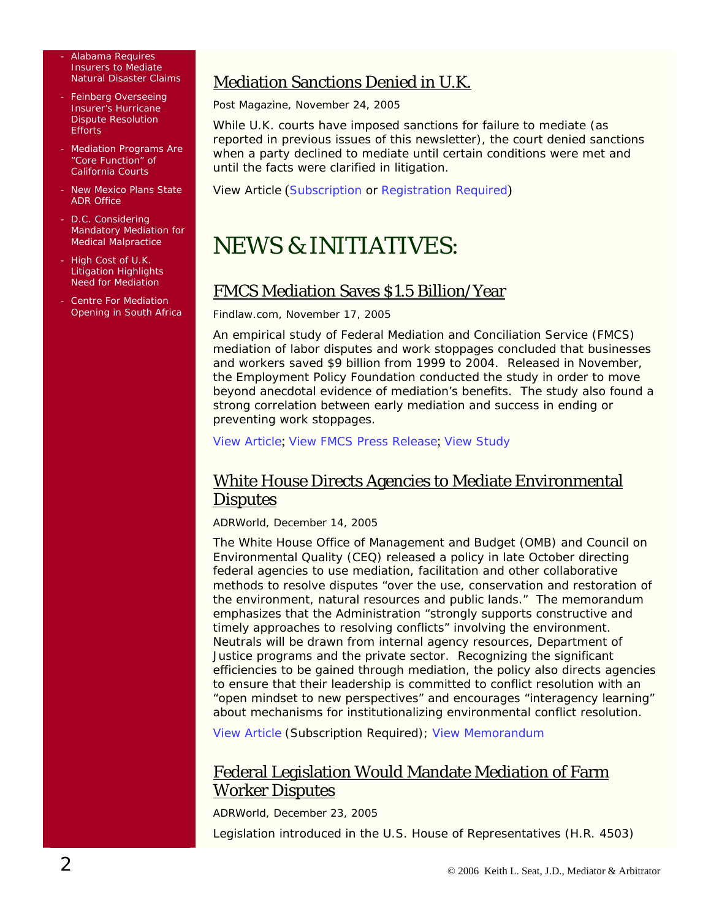- Alabama Requires Insurers to Mediate Natural Disaster Claims
- Feinberg Overseeing Insurer's Hurricane Dispute Resolution Efforts
- Mediation Programs Are "Core Function" of California Courts
- New Mexico Plans State ADR Office
- D.C. Considering Mandatory Mediation for Medical Malpractice
- High Cost of U.K. Litigation Highlights Need for Mediation
- Centre For Mediation Opening in South Africa

### Mediation Sanctions Denied in U.K.

Post Magazine, November 24, 2005

While U.K. courts have imposed sanctions for failure to mediate (as reported in previous issues of this newsletter), the court denied sanctions when a party declined to mediate until certain conditions were met and until the facts were clarified in litigation.

View Article (Subscription or Registration Required)

# NEWS & INITIATIVES:

### FMCS Mediation Saves $1.5 Billion/Year

Findlaw.com, November 17, 2005

An empirical study of Federal Mediation and Conciliation Service (FMCS) mediation of labor disputes and work stoppages concluded that businesses and workers saved $9 billion from 1999 to 2004. Released in November, the Employment Policy Foundation conducted the study in order to move beyond anecdotal evidence of mediation's benefits. The study also found a strong correlation between early mediation and success in ending or preventing work stoppages.

View Article; View FMCS Press Release; View Study

### White House Directs Agencies to Mediate Environmental Disputes

ADRWorld, December 14, 2005

The White House Office of Management and Budget (OMB) and Council on Environmental Quality (CEQ) released a policy in late October directing federal agencies to use mediation, facilitation and other collaborative methods to resolve disputes "over the use, conservation and restoration of the environment, natural resources and public lands." The memorandum emphasizes that the Administration "strongly supports constructive and timely approaches to resolving conflicts" involving the environment. Neutrals will be drawn from internal agency resources, Department of Justice programs and the private sector. Recognizing the significant efficiencies to be gained through mediation, the policy also directs agencies to ensure that their leadership is committed to conflict resolution with an "open mindset to new perspectives" and encourages "interagency learning" about mechanisms for institutionalizing environmental conflict resolution.

View Article (Subscription Required); View Memorandum

### Federal Legislation Would Mandate Mediation of Farm Worker Disputes

ADRWorld, December 23, 2005

Legislation introduced in the U.S. House of Representatives (H.R. 4503)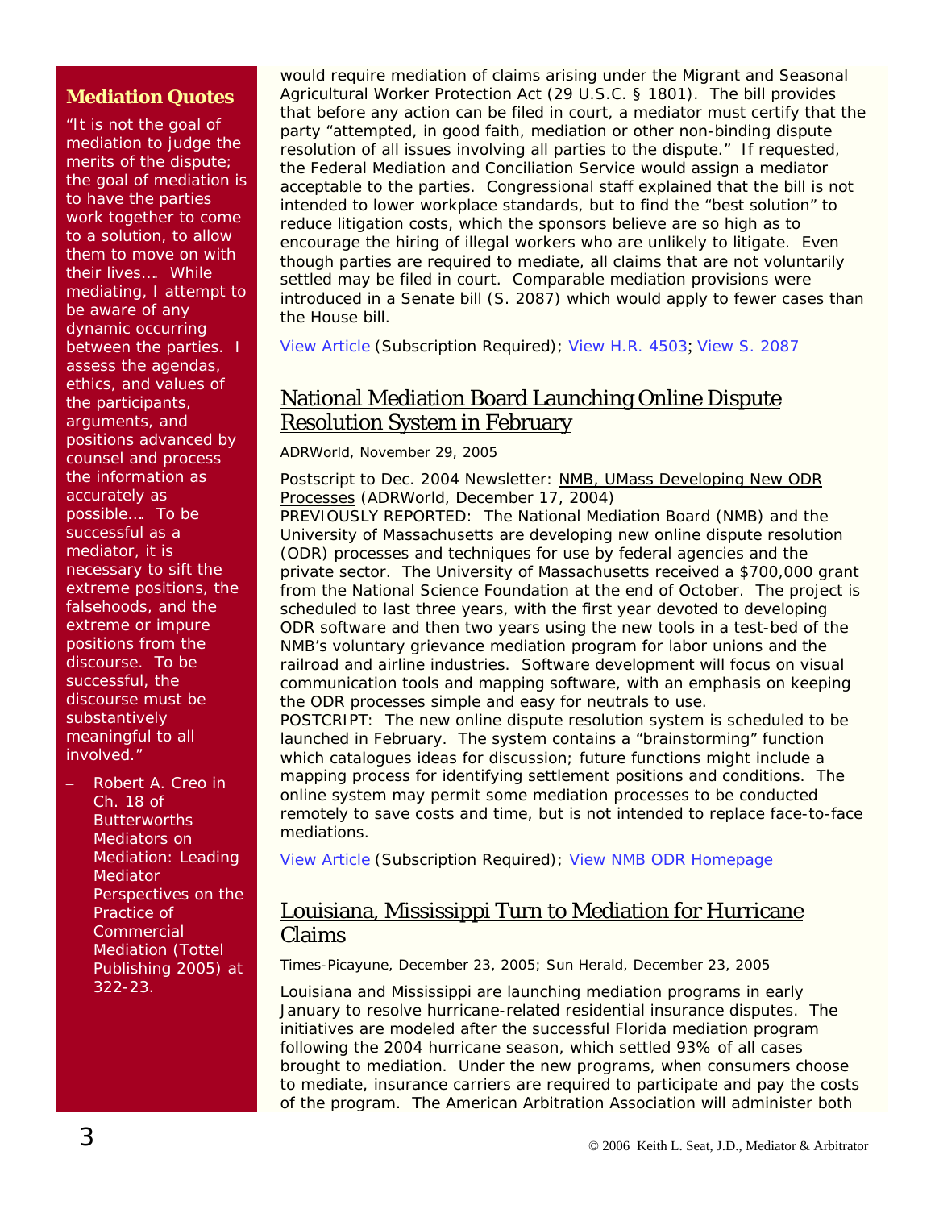### Mediation Quotes

"It is not the goal of mediation to judge the merits of the dispute; the goal of mediation is to have the parties work together to come to a solution, to allow them to move on with their lives…. While mediating, I attempt to be aware of any dynamic occurring between the parties. I assess the agendas, ethics, and values of the participants, arguments, and positions advanced by counsel and process the information as accurately as possible…. To be successful as a mediator, it is necessary to sift the extreme positions, the falsehoods, and the extreme or impure positions from the discourse. To be successful, the discourse must be substantively meaningful to all involved."

– Robert A. Creo in Ch. 18 of Butterworths Mediators on Mediation: Leading Mediator Perspectives on the Practice of Commercial Mediation (Tottel Publishing 2005) at 322-23.

would require mediation of claims arising under the Migrant and Seasonal Agricultural Worker Protection Act (29 U.S.C. § 1801). The bill provides that before any action can be filed in court, a mediator must certify that the party "attempted, in good faith, mediation or other non-binding dispute resolution of all issues involving all parties to the dispute." If requested, the Federal Mediation and Conciliation Service would assign a mediator acceptable to the parties. Congressional staff explained that the bill is not intended to lower workplace standards, but to find the "best solution" to reduce litigation costs, which the sponsors believe are so high as to encourage the hiring of illegal workers who are unlikely to litigate. Even though parties are required to mediate, all claims that are not voluntarily settled may be filed in court. Comparable mediation provisions were introduced in a Senate bill (S. 2087) which would apply to fewer cases than the House bill.

View Article (Subscription Required); View H.R. 4503; View S. 2087

## National Mediation Board Launching Online Dispute Resolution System in February

ADRWorld, November 29, 2005

Postscript to Dec. 2004 Newsletter: NMB, UMass Developing New ODR Processes (ADRWorld, December 17, 2004)

PREVIOUSLY REPORTED: The National Mediation Board (NMB) and the University of Massachusetts are developing new online dispute resolution (ODR) processes and techniques for use by federal agencies and the private sector. The University of Massachusetts received a $700,000 grant from the National Science Foundation at the end of October. The project is scheduled to last three years, with the first year devoted to developing ODR software and then two years using the new tools in a test-bed of the NMB's voluntary grievance mediation program for labor unions and the railroad and airline industries. Software development will focus on visual communication tools and mapping software, with an emphasis on keeping the ODR processes simple and easy for neutrals to use.

POSTCRIPT: The new online dispute resolution system is scheduled to be launched in February. The system contains a "brainstorming" function which catalogues ideas for discussion; future functions might include a mapping process for identifying settlement positions and conditions. The online system may permit some mediation processes to be conducted remotely to save costs and time, but is not intended to replace face-to-face mediations.

View Article (Subscription Required); View NMB ODR Homepage

## Louisiana, Mississippi Turn to Mediation for Hurricane Claims

Times-Picayune, December 23, 2005; Sun Herald, December 23, 2005

Louisiana and Mississippi are launching mediation programs in early January to resolve hurricane-related residential insurance disputes. The initiatives are modeled after the successful Florida mediation program following the 2004 hurricane season, which settled 93% of all cases brought to mediation. Under the new programs, when consumers choose to mediate, insurance carriers are required to participate and pay the costs of the program. The American Arbitration Association will administer both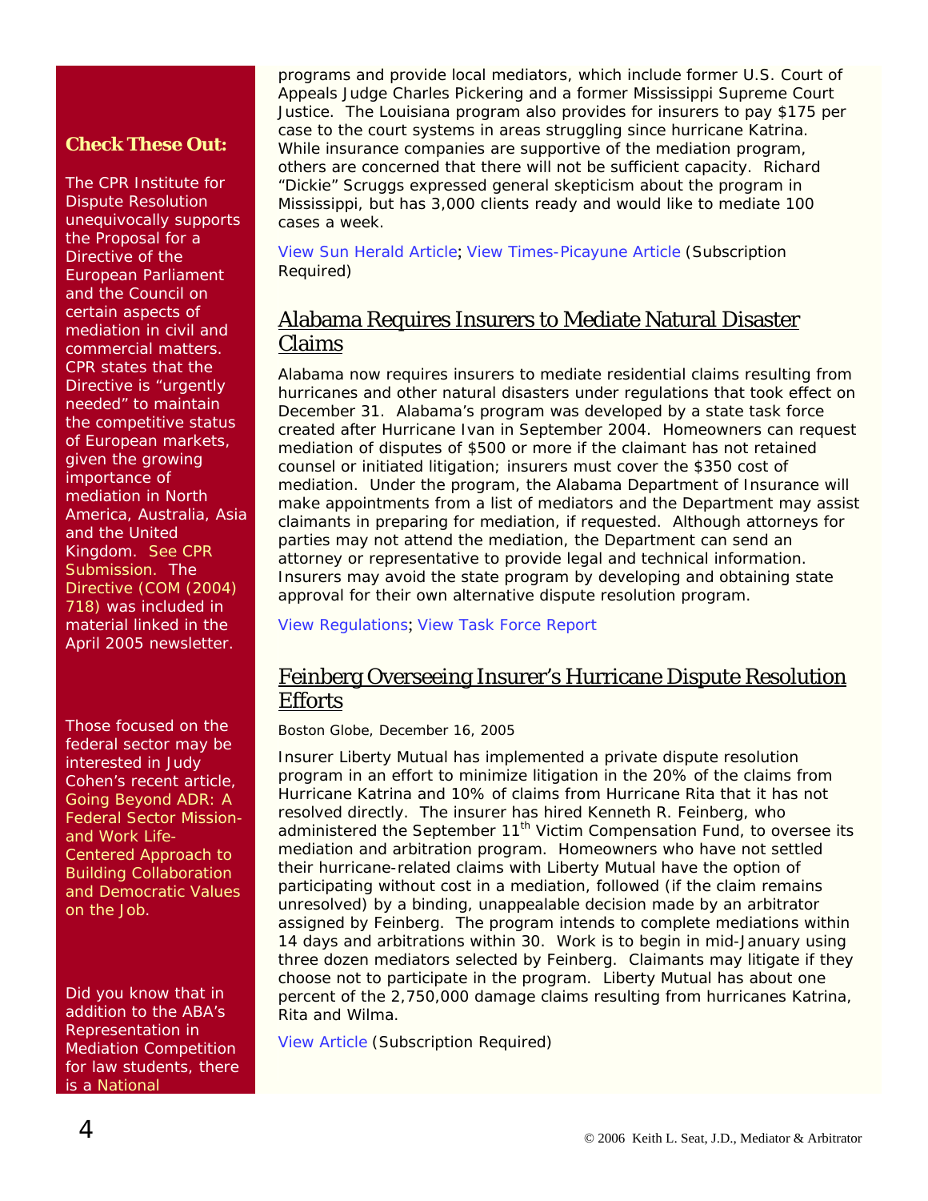programs and provide local mediators, which include former U.S. Court of Appeals Judge Charles Pickering and a former Mississippi Supreme Court Justice. The Louisiana program also provides for insurers to pay $175 per case to the court systems in areas struggling since hurricane Katrina. While insurance companies are supportive of the mediation program, others are concerned that there will not be sufficient capacity. Richard "Dickie" Scruggs expressed general skepticism about the program in Mississippi, but has 3,000 clients ready and would like to mediate 100 cases a week.

View Sun Herald Article; View Times-Picayune Article (Subscription Required)

## Alabama Requires Insurers to Mediate Natural Disaster Claims

Alabama now requires insurers to mediate residential claims resulting from hurricanes and other natural disasters under regulations that took effect on December 31. Alabama's program was developed by a state task force created after Hurricane Ivan in September 2004. Homeowners can request mediation of disputes of $500 or more if the claimant has not retained counsel or initiated litigation; insurers must cover the $350 cost of mediation. Under the program, the Alabama Department of Insurance will make appointments from a list of mediators and the Department may assist claimants in preparing for mediation, if requested. Although attorneys for parties may not attend the mediation, the Department can send an attorney or representative to provide legal and technical information. Insurers may avoid the state program by developing and obtaining state approval for their own alternative dispute resolution program.

View Regulations; View Task Force Report

## Feinberg Overseeing Insurer's Hurricane Dispute Resolution Efforts

Boston Globe, December 16, 2005

Insurer Liberty Mutual has implemented a private dispute resolution program in an effort to minimize litigation in the 20% of the claims from Hurricane Katrina and 10% of claims from Hurricane Rita that it has not resolved directly. The insurer has hired Kenneth R. Feinberg, who administered the September 11th Victim Compensation Fund, to oversee its mediation and arbitration program. Homeowners who have not settled their hurricane-related claims with Liberty Mutual have the option of participating without cost in a mediation, followed (if the claim remains unresolved) by a binding, unappealable decision made by an arbitrator assigned by Feinberg. The program intends to complete mediations within 14 days and arbitrations within 30. Work is to begin in mid-January using three dozen mediators selected by Feinberg. Claimants may litigate if they choose not to participate in the program. Liberty Mutual has about one percent of the 2,750,000 damage claims resulting from hurricanes Katrina, Rita and Wilma.

View Article (Subscription Required)

---

**Check These Out:**

The CPR Institute for Dispute Resolution unequivocally supports the Proposal for a Directive of the European Parliament and the Council on certain aspects of mediation in civil and commercial matters. CPR states that the Directive is "urgently needed" to maintain the competitive status of European markets, given the growing importance of mediation in North America, Australia, Asia and the United Kingdom. See CPR Submission. The Directive (COM (2004) 718) was included in material linked in the April 2005 newsletter.

Those focused on the federal sector may be interested in Judy Cohen's recent article, Going Beyond ADR: A Federal Sector Mission- and Work Life-Centered Approach to Building Collaboration and Democratic Values on the Job.

Did you know that in addition to the ABA's Representation in Mediation Competition for law students, there is a National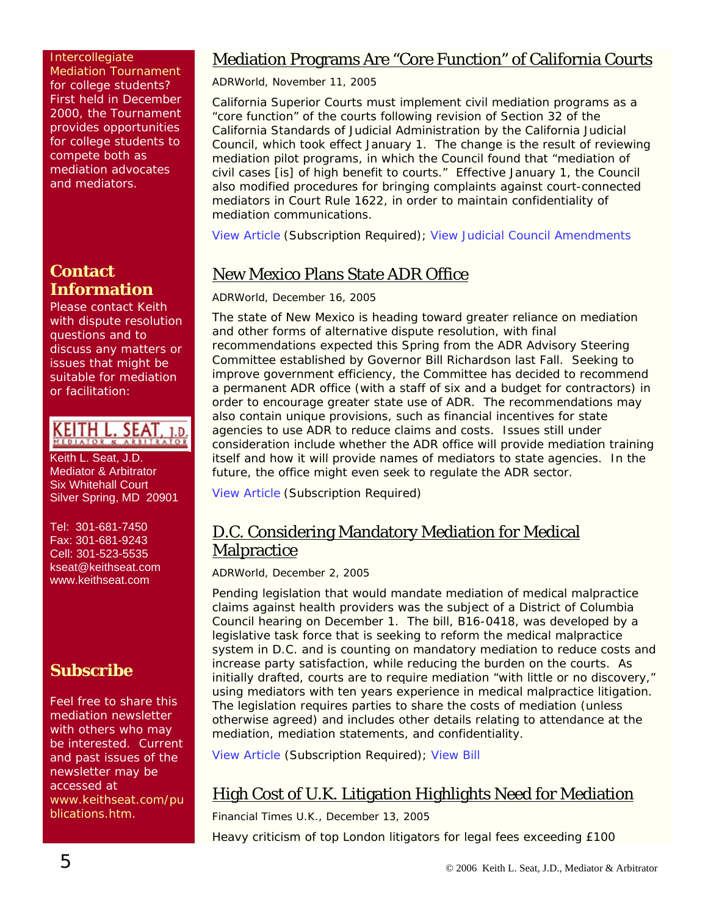Intercollegiate Mediation Tournament for college students? First held in December 2000, the Tournament provides opportunities for college students to compete both as mediation advocates and mediators.

## Contact Information

Please contact Keith with dispute resolution questions and to discuss any matters or issues that might be suitable for mediation or facilitation:

KEITH L. SEAT, J.D.
MEDIATOR & ARBITRATOR

Keith L. Seat, J.D.
Mediator & Arbitrator
Six Whitehall Court
Silver Spring, MD 20901

Tel: 301-681-7450
Fax: 301-681-9243
Cell: 301-523-5535
kseat@keithseat.com
www.keithseat.com

## Subscribe

Feel free to share this mediation newsletter with others who may be interested. Current and past issues of the newsletter may be accessed at www.keithseat.com/publications.htm.

## Mediation Programs Are "Core Function" of California Courts

ADRWorld, November 11, 2005

California Superior Courts must implement civil mediation programs as a "core function" of the courts following revision of Section 32 of the California Standards of Judicial Administration by the California Judicial Council, which took effect January 1. The change is the result of reviewing mediation pilot programs, in which the Council found that "mediation of civil cases [is] of high benefit to courts." Effective January 1, the Council also modified procedures for bringing complaints against court-connected mediators in Court Rule 1622, in order to maintain confidentiality of mediation communications.

View Article (Subscription Required); View Judicial Council Amendments

## New Mexico Plans State ADR Office

ADRWorld, December 16, 2005

The state of New Mexico is heading toward greater reliance on mediation and other forms of alternative dispute resolution, with final recommendations expected this Spring from the ADR Advisory Steering Committee established by Governor Bill Richardson last Fall. Seeking to improve government efficiency, the Committee has decided to recommend a permanent ADR office (with a staff of six and a budget for contractors) in order to encourage greater state use of ADR. The recommendations may also contain unique provisions, such as financial incentives for state agencies to use ADR to reduce claims and costs. Issues still under consideration include whether the ADR office will provide mediation training itself and how it will provide names of mediators to state agencies. In the future, the office might even seek to regulate the ADR sector.

View Article (Subscription Required)

## D.C. Considering Mandatory Mediation for Medical Malpractice

ADRWorld, December 2, 2005

Pending legislation that would mandate mediation of medical malpractice claims against health providers was the subject of a District of Columbia Council hearing on December 1. The bill, B16-0418, was developed by a legislative task force that is seeking to reform the medical malpractice system in D.C. and is counting on mandatory mediation to reduce costs and increase party satisfaction, while reducing the burden on the courts. As initially drafted, courts are to require mediation "with little or no discovery," using mediators with ten years experience in medical malpractice litigation. The legislation requires parties to share the costs of mediation (unless otherwise agreed) and includes other details relating to attendance at the mediation, mediation statements, and confidentiality.

View Article (Subscription Required); View Bill

## High Cost of U.K. Litigation Highlights Need for Mediation

Financial Times U.K., December 13, 2005

Heavy criticism of top London litigators for legal fees exceeding £100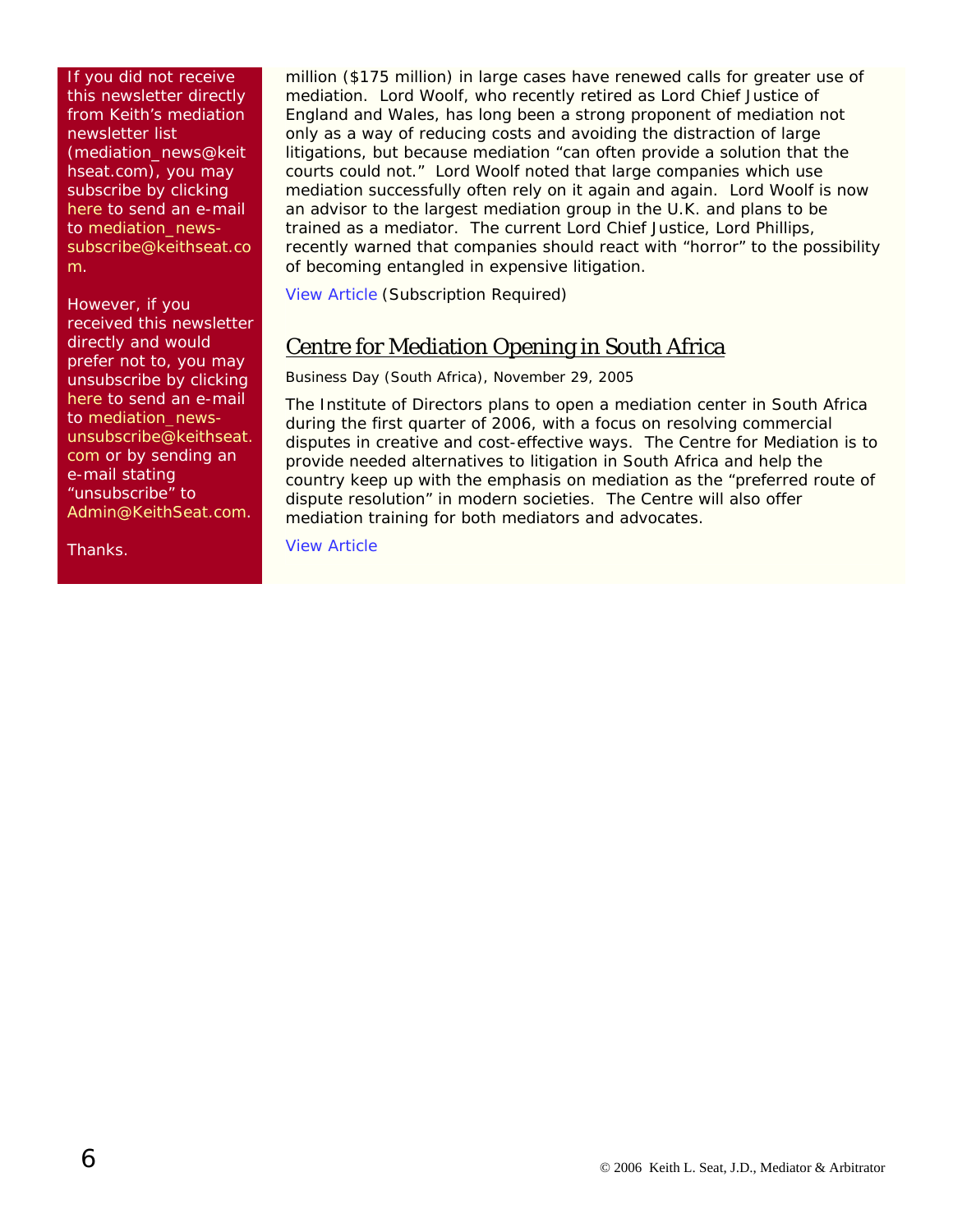million ($175 million) in large cases have renewed calls for greater use of mediation. Lord Woolf, who recently retired as Lord Chief Justice of England and Wales, has long been a strong proponent of mediation not only as a way of reducing costs and avoiding the distraction of large litigations, but because mediation "can often provide a solution that the courts could not." Lord Woolf noted that large companies which use mediation successfully often rely on it again and again. Lord Woolf is now an advisor to the largest mediation group in the U.K. and plans to be trained as a mediator. The current Lord Chief Justice, Lord Phillips, recently warned that companies should react with "horror" to the possibility of becoming entangled in expensive litigation.

View Article (Subscription Required)

## Centre for Mediation Opening in South Africa

Business Day (South Africa), November 29, 2005

The Institute of Directors plans to open a mediation center in South Africa during the first quarter of 2006, with a focus on resolving commercial disputes in creative and cost-effective ways. The Centre for Mediation is to provide needed alternatives to litigation in South Africa and help the country keep up with the emphasis on mediation as the "preferred route of dispute resolution" in modern societies. The Centre will also offer mediation training for both mediators and advocates.

View Article

If you did not receive this newsletter directly from Keith's mediation newsletter list (mediation_news@keithseat.com), you may subscribe by clicking here to send an e-mail to mediation_news-subscribe@keithseat.com.

However, if you received this newsletter directly and would prefer not to, you may unsubscribe by clicking here to send an e-mail to mediation_news-unsubscribe@keithseat.com or by sending an e-mail stating "unsubscribe" to Admin@KeithSeat.com.

Thanks.

© 2006 Keith L. Seat, J.D., Mediator & Arbitrator